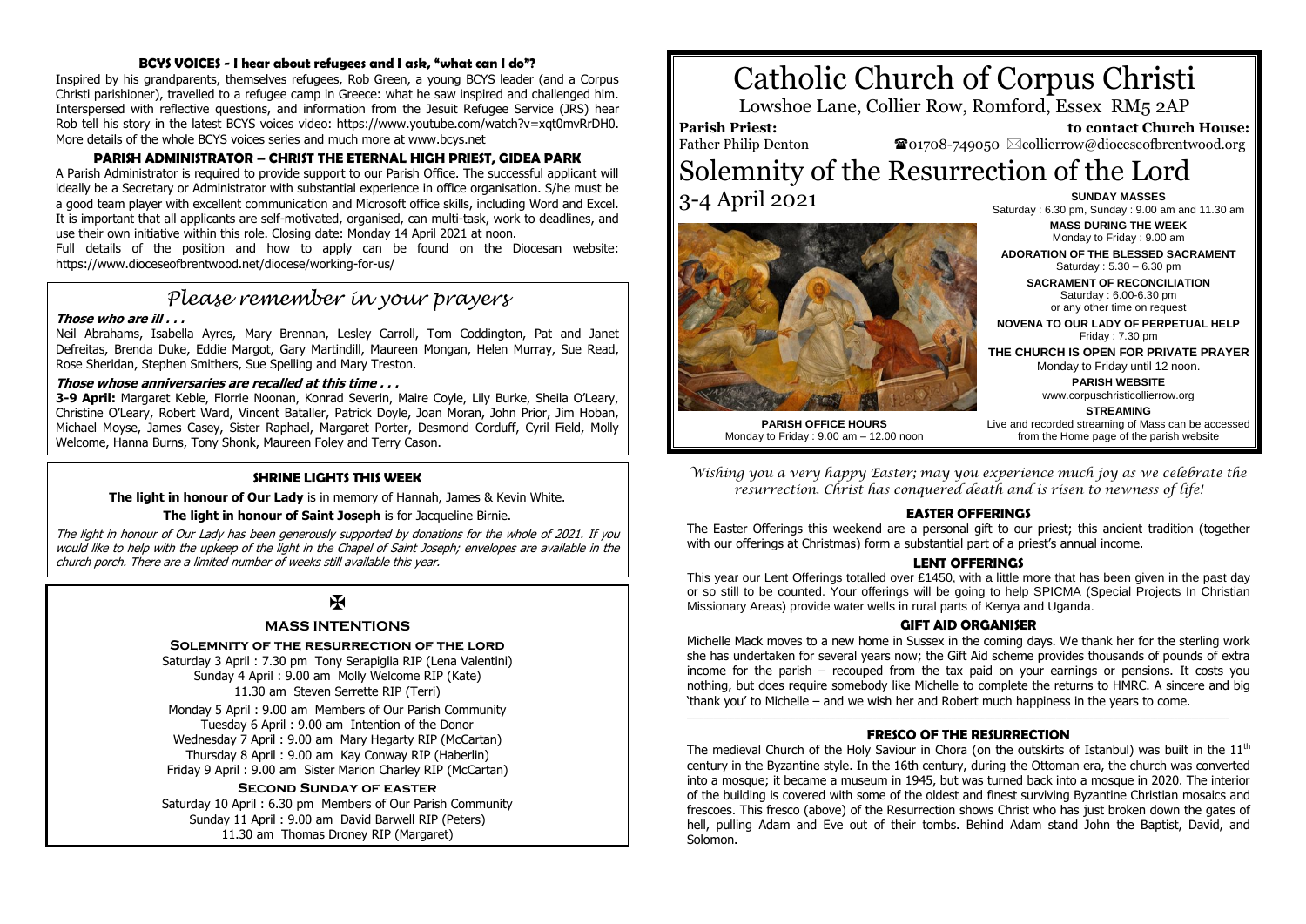# Catholic Church of Corpus Christi

Lowshoe Lane, Collier Row, Romford, Essex RM5 2AP

**Parish Priest:** Father Philip Denton

**to contact Church House:** ☎01708-749050 ✉collierrow@dioceseofbrentwood.org

# Solemnity of the Resurrection of the Lord

3-4 April 2021

**SUNDAY MASSES**
Saturday : 6.30 pm, Sunday : 9.00 am and 11.30 am

**MASS DURING THE WEEK**
Monday to Friday : 9.00 am

**ADORATION OF THE BLESSED SACRAMENT**
Saturday : 5.30 – 6.30 pm

**SACRAMENT OF RECONCILIATION**
Saturday : 6.00-6.30 pm
or any other time on request

**NOVENA TO OUR LADY OF PERPETUAL HELP**
Friday : 7.30 pm

**THE CHURCH IS OPEN FOR PRIVATE PRAYER**
Monday to Friday until 12 noon.

**PARISH WEBSITE**
www.corpuschristicollierrow.org

**STREAMING**
Live and recorded streaming of Mass can be accessed from the Home page of the parish website

**PARISH OFFICE HOURS**
Monday to Friday : 9.00 am – 12.00 noon

*Wishing you a very happy Easter; may you experience much joy as we celebrate the resurrection. Christ has conquered death and is risen to newness of life!*

### EASTER OFFERINGS

The Easter Offerings this weekend are a personal gift to our priest; this ancient tradition (together with our offerings at Christmas) form a substantial part of a priest's annual income.

### LENT OFFERINGS

This year our Lent Offerings totalled over £1450, with a little more that has been given in the past day or so still to be counted. Your offerings will be going to help SPICMA (Special Projects In Christian Missionary Areas) provide water wells in rural parts of Kenya and Uganda.

### GIFT AID ORGANISER

Michelle Mack moves to a new home in Sussex in the coming days. We thank her for the sterling work she has undertaken for several years now; the Gift Aid scheme provides thousands of pounds of extra income for the parish – recouped from the tax paid on your earnings or pensions. It costs you nothing, but does require somebody like Michelle to complete the returns to HMRC. A sincere and big 'thank you' to Michelle – and we wish her and Robert much happiness in the years to come.

### FRESCO OF THE RESURRECTION

The medieval Church of the Holy Saviour in Chora (on the outskirts of Istanbul) was built in the 11th century in the Byzantine style. In the 16th century, during the Ottoman era, the church was converted into a mosque; it became a museum in 1945, but was turned back into a mosque in 2020. The interior of the building is covered with some of the oldest and finest surviving Byzantine Christian mosaics and frescoes. This fresco (above) of the Resurrection shows Christ who has just broken down the gates of hell, pulling Adam and Eve out of their tombs. Behind Adam stand John the Baptist, David, and Solomon.

### BCYS VOICES - I hear about refugees and I ask, "what can I do"?

Inspired by his grandparents, themselves refugees, Rob Green, a young BCYS leader (and a Corpus Christi parishioner), travelled to a refugee camp in Greece: what he saw inspired and challenged him. Interspersed with reflective questions, and information from the Jesuit Refugee Service (JRS) hear Rob tell his story in the latest BCYS voices video: https://www.youtube.com/watch?v=xqt0mvRrDH0. More details of the whole BCYS voices series and much more at www.bcys.net

### PARISH ADMINISTRATOR – CHRIST THE ETERNAL HIGH PRIEST, GIDEA PARK

A Parish Administrator is required to provide support to our Parish Office. The successful applicant will ideally be a Secretary or Administrator with substantial experience in office organisation. S/he must be a good team player with excellent communication and Microsoft office skills, including Word and Excel. It is important that all applicants are self-motivated, organised, can multi-task, work to deadlines, and use their own initiative within this role. Closing date: Monday 14 April 2021 at noon.

Full details of the position and how to apply can be found on the Diocesan website: https://www.dioceseofbrentwood.net/diocese/working-for-us/

## *Please remember in your prayers*

***Those who are ill . . .***

Neil Abrahams, Isabella Ayres, Mary Brennan, Lesley Carroll, Tom Coddington, Pat and Janet Defreitas, Brenda Duke, Eddie Margot, Gary Martindill, Maureen Mongan, Helen Murray, Sue Read, Rose Sheridan, Stephen Smithers, Sue Spelling and Mary Treston.

***Those whose anniversaries are recalled at this time . . .***

**3-9 April:** Margaret Keble, Florrie Noonan, Konrad Severin, Maire Coyle, Lily Burke, Sheila O'Leary, Christine O'Leary, Robert Ward, Vincent Bataller, Patrick Doyle, Joan Moran, John Prior, Jim Hoban, Michael Moyse, James Casey, Sister Raphael, Margaret Porter, Desmond Corduff, Cyril Field, Molly Welcome, Hanna Burns, Tony Shonk, Maureen Foley and Terry Cason.

### SHRINE LIGHTS THIS WEEK

**The light in honour of Our Lady** is in memory of Hannah, James & Kevin White.

**The light in honour of Saint Joseph** is for Jacqueline Birnie.

*The light in honour of Our Lady has been generously supported by donations for the whole of 2021. If you would like to help with the upkeep of the light in the Chapel of Saint Joseph; envelopes are available in the church porch. There are a limited number of weeks still available this year.*

✠

### MASS INTENTIONS

**Solemnity of the resurrection of the lord**

Saturday 3 April : 7.30 pm Tony Serapiglia RIP (Lena Valentini)
Sunday 4 April : 9.00 am Molly Welcome RIP (Kate)
11.30 am Steven Serrette RIP (Terri)

Monday 5 April : 9.00 am Members of Our Parish Community
Tuesday 6 April : 9.00 am Intention of the Donor
Wednesday 7 April : 9.00 am Mary Hegarty RIP (McCartan)
Thursday 8 April : 9.00 am Kay Conway RIP (Haberlin)
Friday 9 April : 9.00 am Sister Marion Charley RIP (McCartan)

**Second Sunday of easter**

Saturday 10 April : 6.30 pm Members of Our Parish Community
Sunday 11 April : 9.00 am David Barwell RIP (Peters)
11.30 am Thomas Droney RIP (Margaret)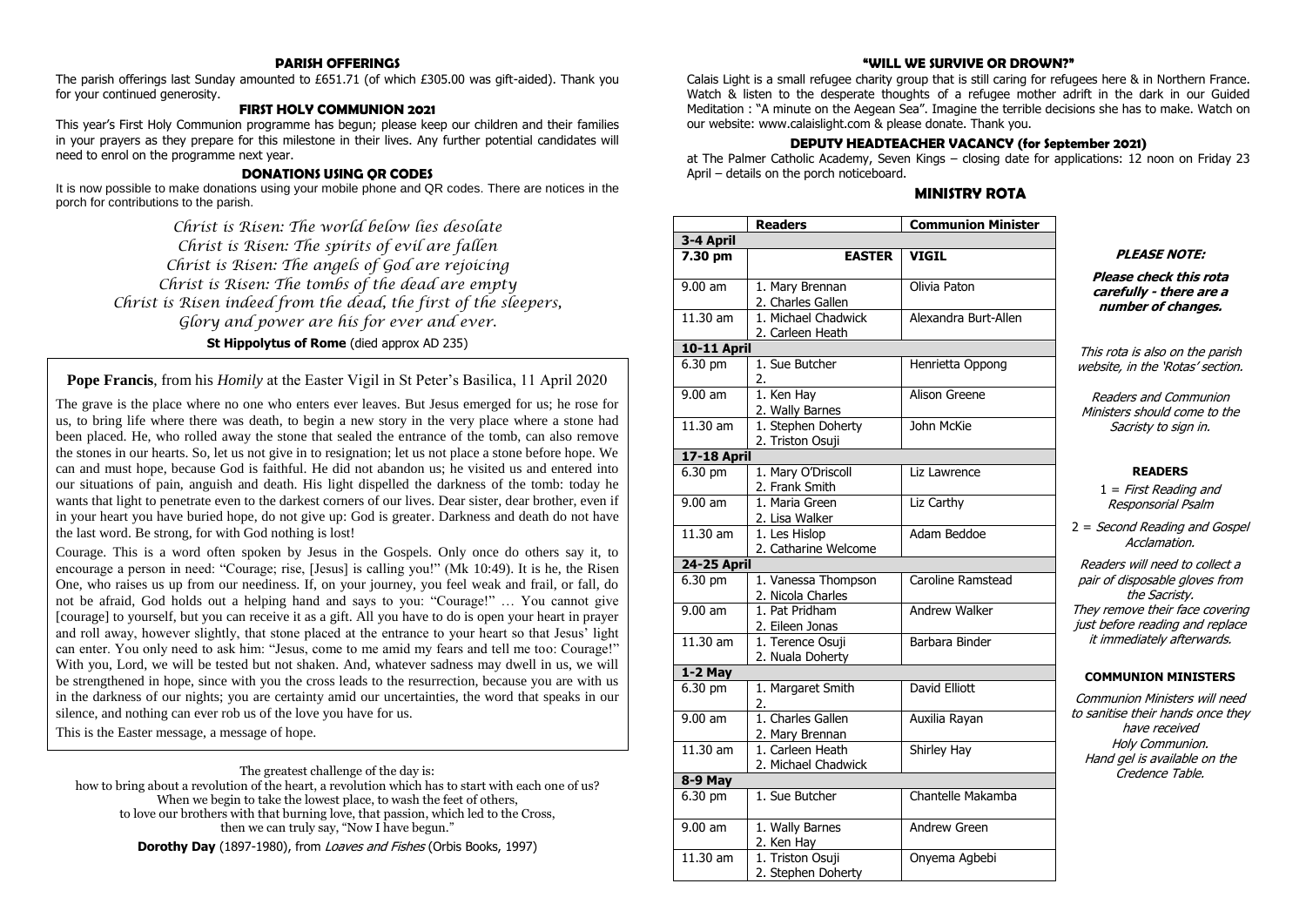## PARISH OFFERINGS

The parish offerings last Sunday amounted to £651.71 (of which £305.00 was gift-aided). Thank you for your continued generosity.

## FIRST HOLY COMMUNION 2021

This year's First Holy Communion programme has begun; please keep our children and their families in your prayers as they prepare for this milestone in their lives. Any further potential candidates will need to enrol on the programme next year.

## DONATIONS USING QR CODES

It is now possible to make donations using your mobile phone and QR codes. There are notices in the porch for contributions to the parish.

*Christ is Risen: The world below lies desolate*
*Christ is Risen: The spirits of evil are fallen*
*Christ is Risen: The angels of God are rejoicing*
*Christ is Risen: The tombs of the dead are empty*
*Christ is Risen indeed from the dead, the first of the sleepers,*
*Glory and power are his for ever and ever.*

**St Hippolytus of Rome** (died approx AD 235)

**Pope Francis**, from his *Homily* at the Easter Vigil in St Peter's Basilica, 11 April 2020

The grave is the place where no one who enters ever leaves. But Jesus emerged for us; he rose for us, to bring life where there was death, to begin a new story in the very place where a stone had been placed. He, who rolled away the stone that sealed the entrance of the tomb, can also remove the stones in our hearts. So, let us not give in to resignation; let us not place a stone before hope. We can and must hope, because God is faithful. He did not abandon us; he visited us and entered into our situations of pain, anguish and death. His light dispelled the darkness of the tomb: today he wants that light to penetrate even to the darkest corners of our lives. Dear sister, dear brother, even if in your heart you have buried hope, do not give up: God is greater. Darkness and death do not have the last word. Be strong, for with God nothing is lost!

Courage. This is a word often spoken by Jesus in the Gospels. Only once do others say it, to encourage a person in need: "Courage; rise, [Jesus] is calling you!" (Mk 10:49). It is he, the Risen One, who raises us up from our neediness. If, on your journey, you feel weak and frail, or fall, do not be afraid, God holds out a helping hand and says to you: "Courage!" … You cannot give [courage] to yourself, but you can receive it as a gift. All you have to do is open your heart in prayer and roll away, however slightly, that stone placed at the entrance to your heart so that Jesus' light can enter. You only need to ask him: "Jesus, come to me amid my fears and tell me too: Courage!" With you, Lord, we will be tested but not shaken. And, whatever sadness may dwell in us, we will be strengthened in hope, since with you the cross leads to the resurrection, because you are with us in the darkness of our nights; you are certainty amid our uncertainties, the word that speaks in our silence, and nothing can ever rob us of the love you have for us.

This is the Easter message, a message of hope.

The greatest challenge of the day is:
how to bring about a revolution of the heart, a revolution which has to start with each one of us?
When we begin to take the lowest place, to wash the feet of others,
to love our brothers with that burning love, that passion, which led to the Cross,
then we can truly say, "Now I have begun."

**Dorothy Day** (1897-1980), from *Loaves and Fishes* (Orbis Books, 1997)

## "WILL WE SURVIVE OR DROWN?"

Calais Light is a small refugee charity group that is still caring for refugees here & in Northern France. Watch & listen to the desperate thoughts of a refugee mother adrift in the dark in our Guided Meditation : "A minute on the Aegean Sea". Imagine the terrible decisions she has to make. Watch on our website: www.calaislight.com & please donate. Thank you.

## DEPUTY HEADTEACHER VACANCY (for September 2021)

at The Palmer Catholic Academy, Seven Kings – closing date for applications: 12 noon on Friday 23 April – details on the porch noticeboard.

## MINISTRY ROTA

| | Readers | Communion Minister |
|---|---|---|
| **3-4 April** | | |
| **7.30 pm** | **EASTER** | **VIGIL** |
| 9.00 am | 1. Mary Brennan<br>2. Charles Gallen | Olivia Paton |
| 11.30 am | 1. Michael Chadwick<br>2. Carleen Heath | Alexandra Burt-Allen |
| **10-11 April** | | |
| 6.30 pm | 1. Sue Butcher<br>2. | Henrietta Oppong |
| 9.00 am | 1. Ken Hay<br>2. Wally Barnes | Alison Greene |
| 11.30 am | 1. Stephen Doherty<br>2. Triston Osuji | John McKie |
| **17-18 April** | | |
| 6.30 pm | 1. Mary O'Driscoll<br>2. Frank Smith | Liz Lawrence |
| 9.00 am | 1. Maria Green<br>2. Lisa Walker | Liz Carthy |
| 11.30 am | 1. Les Hislop<br>2. Catharine Welcome | Adam Beddoe |
| **24-25 April** | | |
| 6.30 pm | 1. Vanessa Thompson<br>2. Nicola Charles | Caroline Ramstead |
| 9.00 am | 1. Pat Pridham<br>2. Eileen Jonas | Andrew Walker |
| 11.30 am | 1. Terence Osuji<br>2. Nuala Doherty | Barbara Binder |
| **1-2 May** | | |
| 6.30 pm | 1. Margaret Smith<br>2. | David Elliott |
| 9.00 am | 1. Charles Gallen<br>2. Mary Brennan | Auxilia Rayan |
| 11.30 am | 1. Carleen Heath<br>2. Michael Chadwick | Shirley Hay |
| **8-9 May** | | |
| 6.30 pm | 1. Sue Butcher | Chantelle Makamba |
| 9.00 am | 1. Wally Barnes<br>2. Ken Hay | Andrew Green |
| 11.30 am | 1. Triston Osuji<br>2. Stephen Doherty | Onyema Agbebi |

***PLEASE NOTE:***

***Please check this rota carefully - there are a number of changes.***

*This rota is also on the parish website, in the 'Rotas' section.*

*Readers and Communion Ministers should come to the Sacristy to sign in.*

**READERS**

1 = *First Reading and Responsorial Psalm*

2 = *Second Reading and Gospel Acclamation.*

*Readers will need to collect a pair of disposable gloves from the Sacristy. They remove their face covering just before reading and replace it immediately afterwards.*

**COMMUNION MINISTERS**

*Communion Ministers will need to sanitise their hands once they have received Holy Communion. Hand gel is available on the Credence Table.*